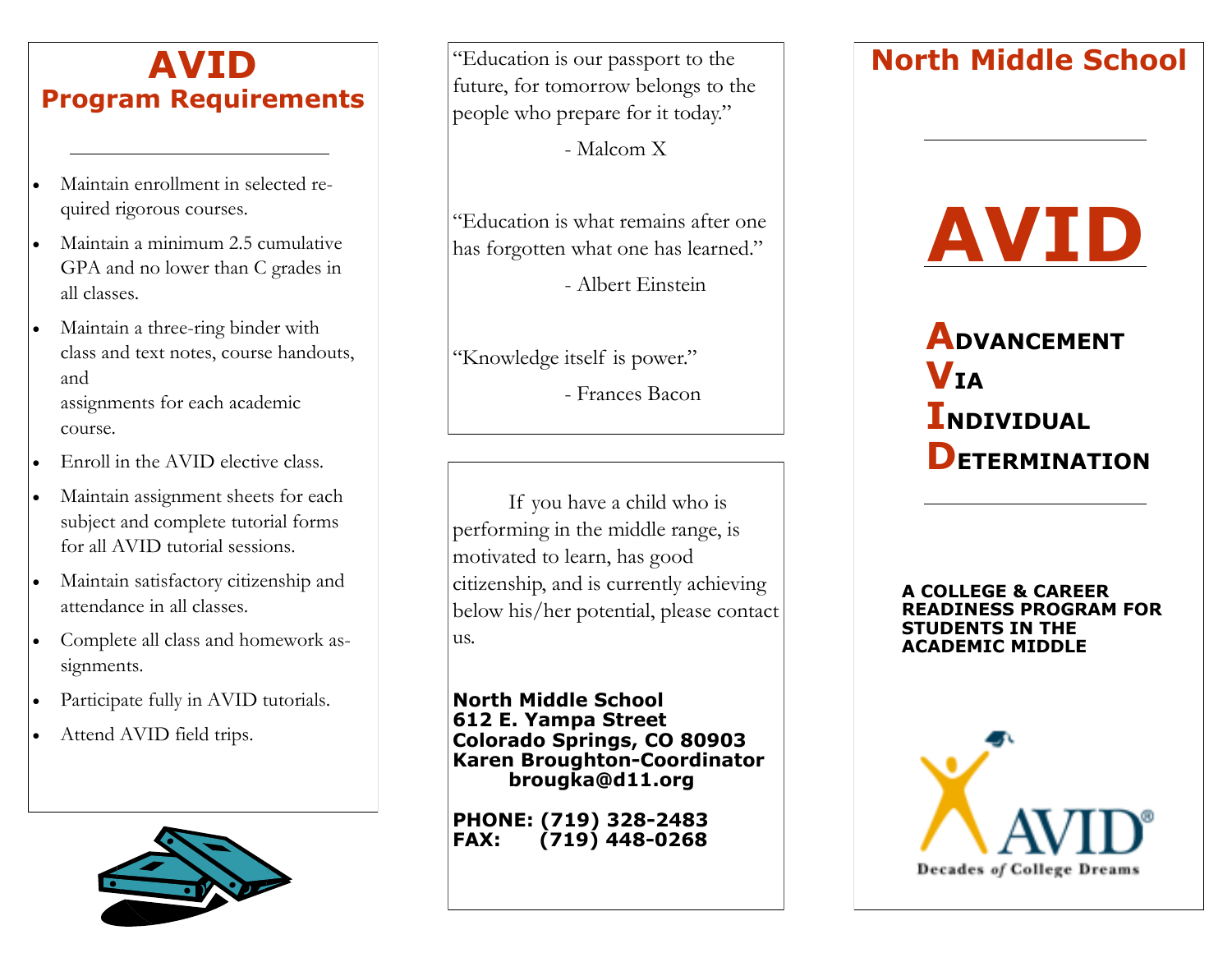# AVID
## Program Requirements

- Maintain enrollment in selected required rigorous courses.
- Maintain a minimum 2.5 cumulative GPA and no lower than C grades in all classes.
- Maintain a three-ring binder with class and text notes, course handouts, and assignments for each academic course.
- Enroll in the AVID elective class.
- Maintain assignment sheets for each subject and complete tutorial forms for all AVID tutorial sessions.
- Maintain satisfactory citizenship and attendance in all classes.
- Complete all class and homework assignments.
- Participate fully in AVID tutorials.
- Attend AVID field trips.

"Education is our passport to the future, for tomorrow belongs to the people who prepare for it today."

- Malcom X

"Education is what remains after one has forgotten what one has learned."

- Albert Einstein

"Knowledge itself is power."

- Frances Bacon

If you have a child who is performing in the middle range, is motivated to learn, has good citizenship, and is currently achieving below his/her potential, please contact us.

**North Middle School**
**612 E. Yampa Street**
**Colorado Springs, CO 80903**
**Karen Broughton-Coordinator**
**brougka@d11.org**

**PHONE: (719) 328-2483**
**FAX: (719) 448-0268**

## North Middle School

# AVID

**A**DVANCEMENT
**V**IA
**I**NDIVIDUAL
**D**ETERMINATION

**A COLLEGE & CAREER READINESS PROGRAM FOR STUDENTS IN THE ACADEMIC MIDDLE**

AVID®
Decades *of* College Dreams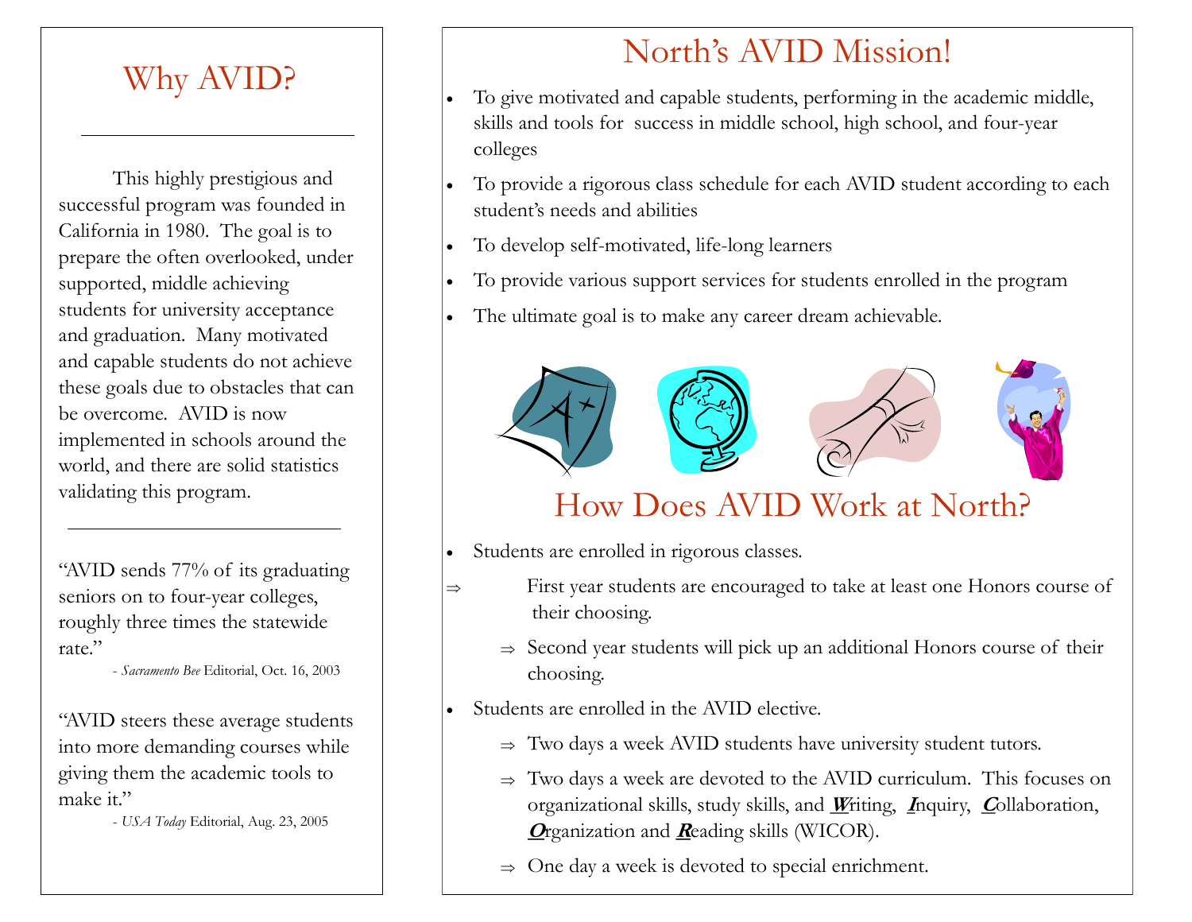## Why AVID?

This highly prestigious and successful program was founded in California in 1980. The goal is to prepare the often overlooked, under supported, middle achieving students for university acceptance and graduation. Many motivated and capable students do not achieve these goals due to obstacles that can be overcome. AVID is now implemented in schools around the world, and there are solid statistics validating this program.

"AVID sends 77% of its graduating seniors on to four-year colleges, roughly three times the statewide rate."

- *Sacramento Bee* Editorial, Oct. 16, 2003

"AVID steers these average students into more demanding courses while giving them the academic tools to make it."

- *USA Today* Editorial, Aug. 23, 2005

## North's AVID Mission!

- To give motivated and capable students, performing in the academic middle, skills and tools for success in middle school, high school, and four-year colleges
- To provide a rigorous class schedule for each AVID student according to each student's needs and abilities
- To develop self-motivated, life-long learners
- To provide various support services for students enrolled in the program
- The ultimate goal is to make any career dream achievable.

## How Does AVID Work at North?

- Students are enrolled in rigorous classes.
  - ⇒ First year students are encouraged to take at least one Honors course of their choosing.
  - ⇒ Second year students will pick up an additional Honors course of their choosing.
- Students are enrolled in the AVID elective.
  - ⇒ Two days a week AVID students have university student tutors.
  - ⇒ Two days a week are devoted to the AVID curriculum. This focuses on organizational skills, study skills, and ***W***riting, ***I***nquiry, ***C***ollaboration, ***O***rganization and ***R***eading skills (WICOR).
  - ⇒ One day a week is devoted to special enrichment.